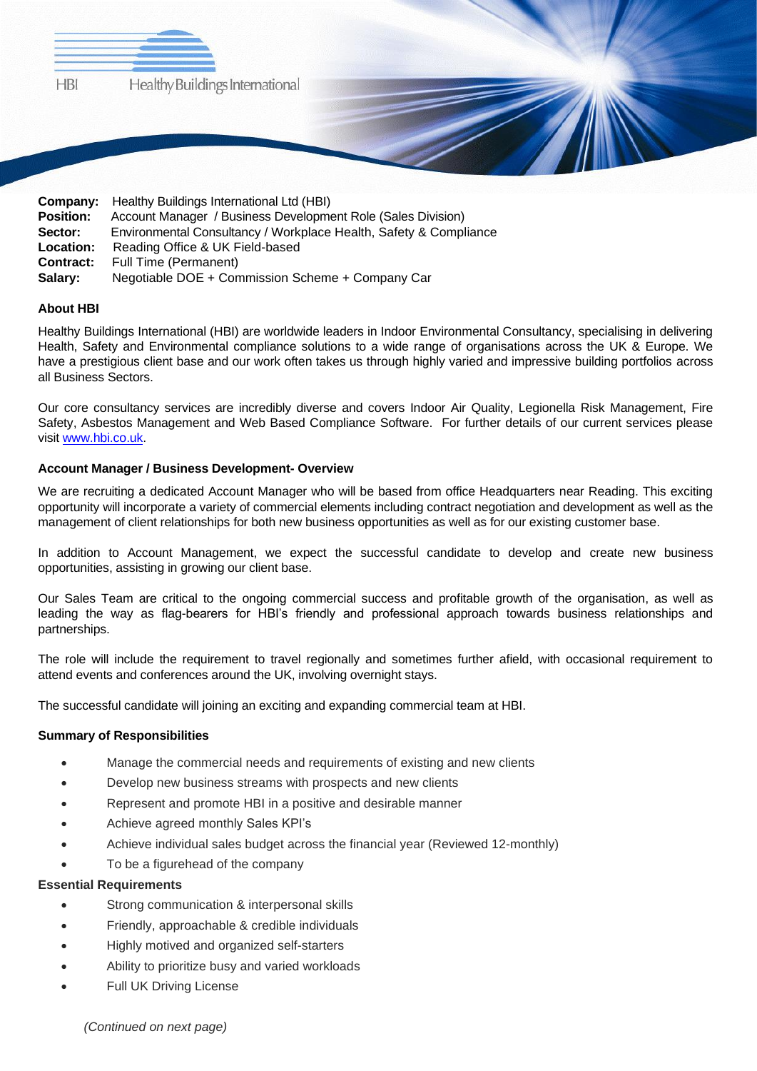HBI Healthy Buildings International

**Company:** Healthy Buildings International Ltd (HBI)
**Position:** Account Manager / Business Development Role (Sales Division)
**Sector:** Environmental Consultancy / Workplace Health, Safety & Compliance
**Location:** Reading Office & UK Field-based
**Contract:** Full Time (Permanent)
**Salary:** Negotiable DOE + Commission Scheme + Company Car

**About HBI**

Healthy Buildings International (HBI) are worldwide leaders in Indoor Environmental Consultancy, specialising in delivering Health, Safety and Environmental compliance solutions to a wide range of organisations across the UK & Europe. We have a prestigious client base and our work often takes us through highly varied and impressive building portfolios across all Business Sectors.

Our core consultancy services are incredibly diverse and covers Indoor Air Quality, Legionella Risk Management, Fire Safety, Asbestos Management and Web Based Compliance Software. For further details of our current services please visit [www.hbi.co.uk](www.hbi.co.uk).

**Account Manager / Business Development- Overview**

We are recruiting a dedicated Account Manager who will be based from office Headquarters near Reading. This exciting opportunity will incorporate a variety of commercial elements including contract negotiation and development as well as the management of client relationships for both new business opportunities as well as for our existing customer base.

In addition to Account Management, we expect the successful candidate to develop and create new business opportunities, assisting in growing our client base.

Our Sales Team are critical to the ongoing commercial success and profitable growth of the organisation, as well as leading the way as flag-bearers for HBI's friendly and professional approach towards business relationships and partnerships.

The role will include the requirement to travel regionally and sometimes further afield, with occasional requirement to attend events and conferences around the UK, involving overnight stays.

The successful candidate will joining an exciting and expanding commercial team at HBI.

**Summary of Responsibilities**

- Manage the commercial needs and requirements of existing and new clients
- Develop new business streams with prospects and new clients
- Represent and promote HBI in a positive and desirable manner
- Achieve agreed monthly Sales KPI's
- Achieve individual sales budget across the financial year (Reviewed 12-monthly)
- To be a figurehead of the company

**Essential Requirements**

- Strong communication & interpersonal skills
- Friendly, approachable & credible individuals
- Highly motived and organized self-starters
- Ability to prioritize busy and varied workloads
- Full UK Driving License

*(Continued on next page)*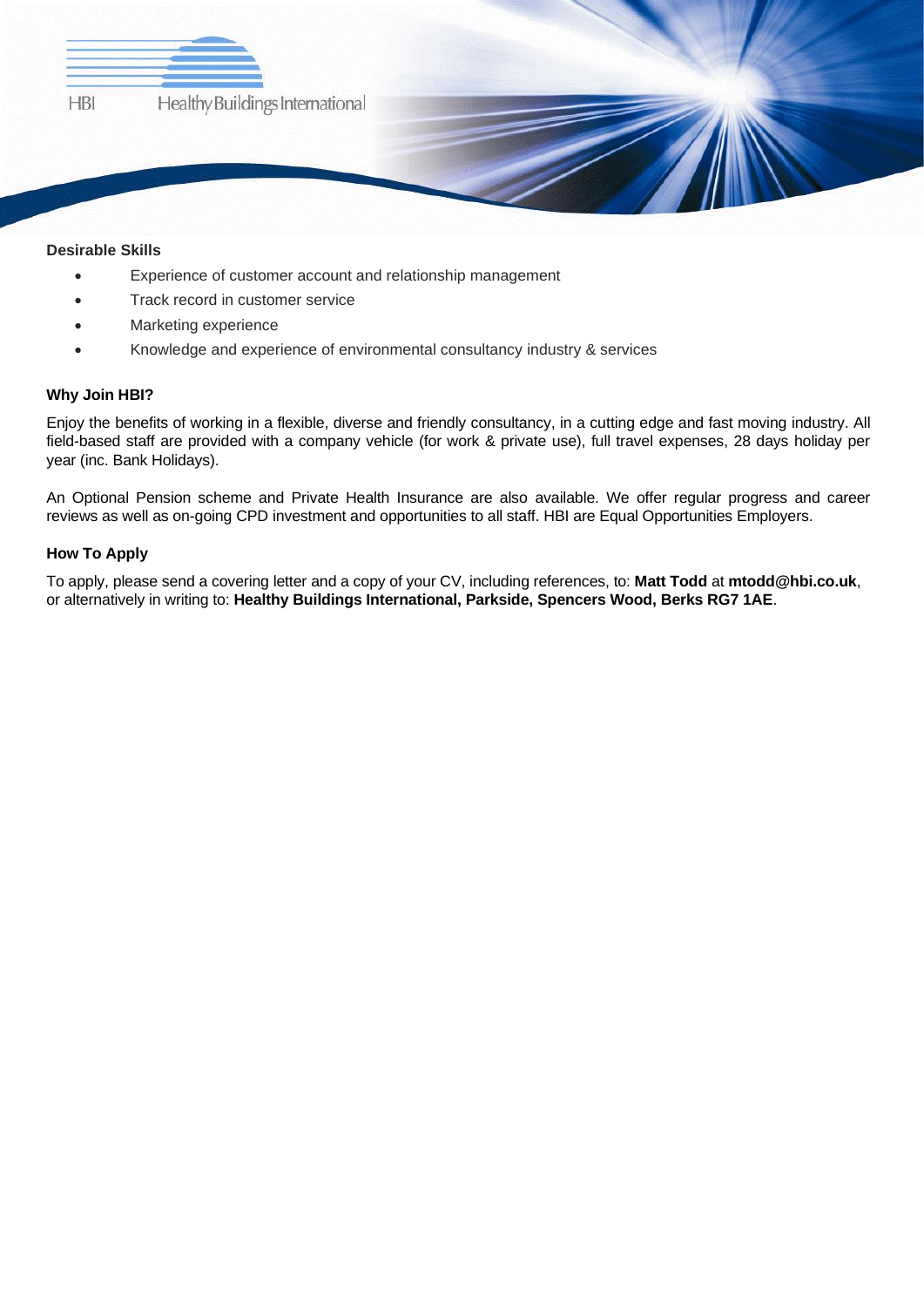**Desirable Skills**

- Experience of customer account and relationship management
- Track record in customer service
- Marketing experience
- Knowledge and experience of environmental consultancy industry & services

**Why Join HBI?**

Enjoy the benefits of working in a flexible, diverse and friendly consultancy, in a cutting edge and fast moving industry. All field-based staff are provided with a company vehicle (for work & private use), full travel expenses, 28 days holiday per year (inc. Bank Holidays).

An Optional Pension scheme and Private Health Insurance are also available. We offer regular progress and career reviews as well as on-going CPD investment and opportunities to all staff. HBI are Equal Opportunities Employers.

**How To Apply**

To apply, please send a covering letter and a copy of your CV, including references, to: **Matt Todd** at **mtodd@hbi.co.uk**, or alternatively in writing to: **Healthy Buildings International, Parkside, Spencers Wood, Berks RG7 1AE**.